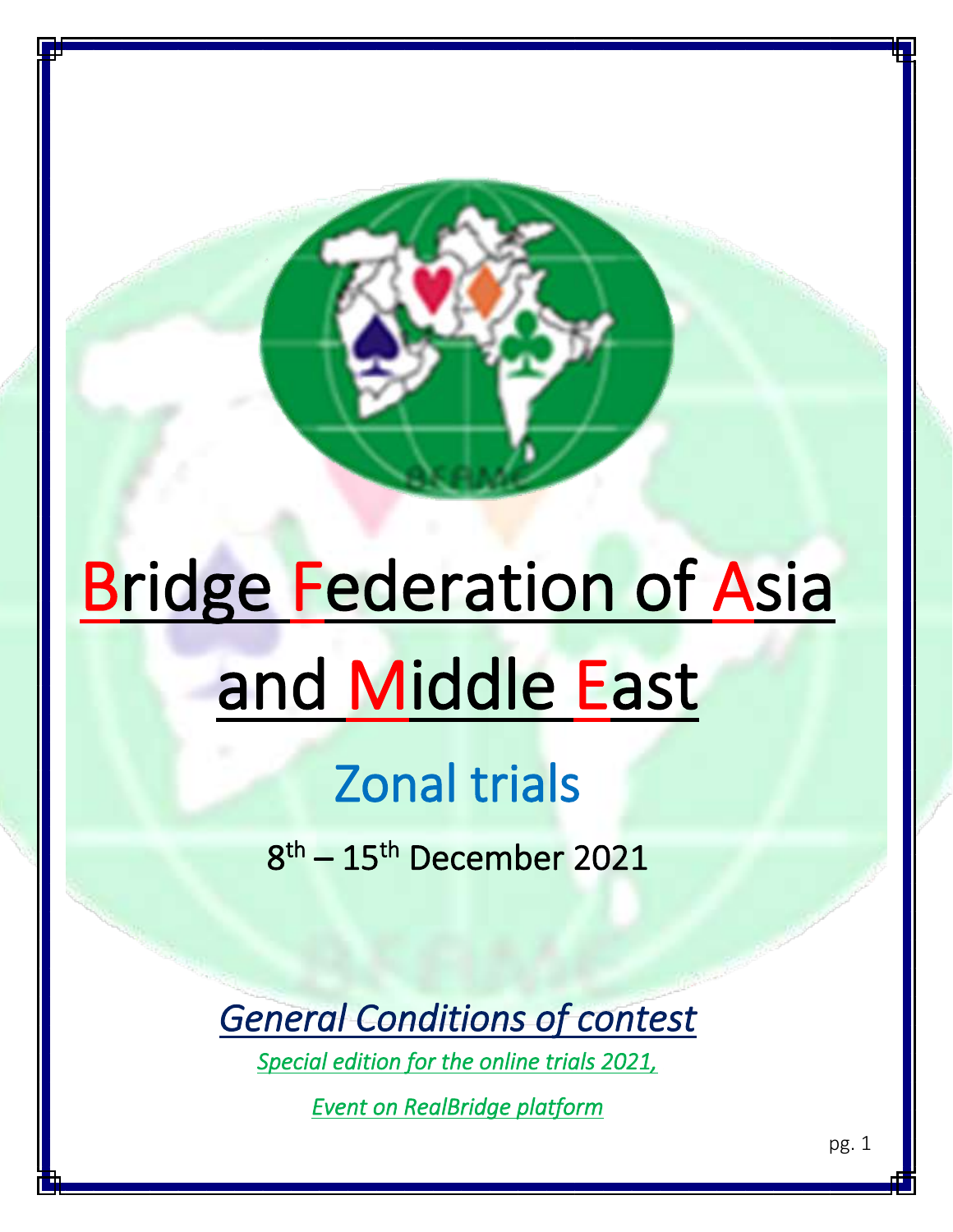# Bridge Federation of Asia and Middle East

## Zonal trials

8th – 15th December 2021

### *General Conditions of contest*

*Special edition for the online trials 2021,*

*Event on RealBridge platform*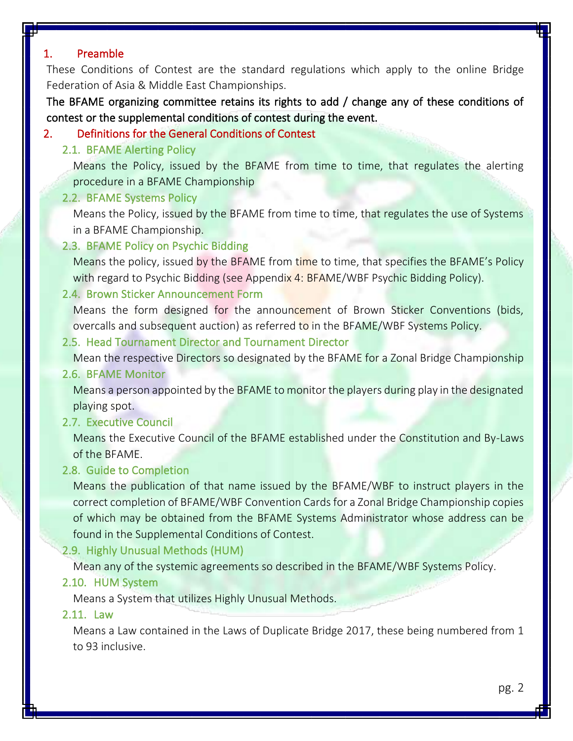## 1. Preamble

These Conditions of Contest are the standard regulations which apply to the online Bridge Federation of Asia & Middle East Championships.

**The BFAME organizing committee retains its rights to add / change any of these conditions of contest or the supplemental conditions of contest during the event.**

## 2. Definitions for the General Conditions of Contest

### 2.1. BFAME Alerting Policy

Means the Policy, issued by the BFAME from time to time, that regulates the alerting procedure in a BFAME Championship

### 2.2. BFAME Systems Policy

Means the Policy, issued by the BFAME from time to time, that regulates the use of Systems in a BFAME Championship.

### 2.3. BFAME Policy on Psychic Bidding

Means the policy, issued by the BFAME from time to time, that specifies the BFAME's Policy with regard to Psychic Bidding (see Appendix 4: BFAME/WBF Psychic Bidding Policy).

### 2.4. Brown Sticker Announcement Form

Means the form designed for the announcement of Brown Sticker Conventions (bids, overcalls and subsequent auction) as referred to in the BFAME/WBF Systems Policy.

### 2.5. Head Tournament Director and Tournament Director

Mean the respective Directors so designated by the BFAME for a Zonal Bridge Championship

### 2.6. BFAME Monitor

Means a person appointed by the BFAME to monitor the players during play in the designated playing spot.

### 2.7. Executive Council

Means the Executive Council of the BFAME established under the Constitution and By-Laws of the BFAME.

### 2.8. Guide to Completion

Means the publication of that name issued by the BFAME/WBF to instruct players in the correct completion of BFAME/WBF Convention Cards for a Zonal Bridge Championship copies of which may be obtained from the BFAME Systems Administrator whose address can be found in the Supplemental Conditions of Contest.

### 2.9. Highly Unusual Methods (HUM)

Mean any of the systemic agreements so described in the BFAME/WBF Systems Policy.

### 2.10. HUM System

Means a System that utilizes Highly Unusual Methods.

### 2.11. Law

Means a Law contained in the Laws of Duplicate Bridge 2017, these being numbered from 1 to 93 inclusive.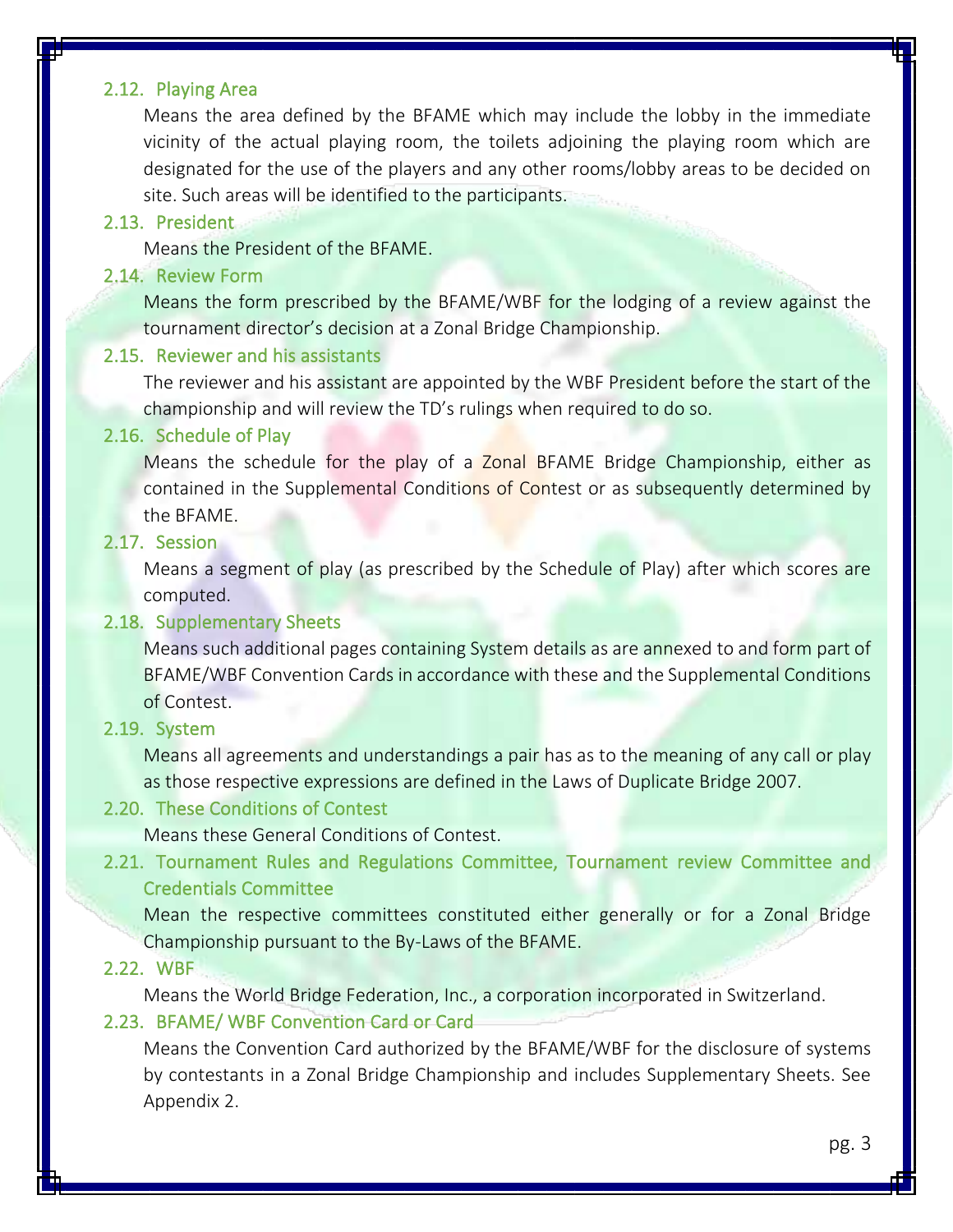### 2.12. Playing Area

Means the area defined by the BFAME which may include the lobby in the immediate vicinity of the actual playing room, the toilets adjoining the playing room which are designated for the use of the players and any other rooms/lobby areas to be decided on site. Such areas will be identified to the participants.

### 2.13. President

Means the President of the BFAME.

### 2.14. Review Form

Means the form prescribed by the BFAME/WBF for the lodging of a review against the tournament director's decision at a Zonal Bridge Championship.

### 2.15. Reviewer and his assistants

The reviewer and his assistant are appointed by the WBF President before the start of the championship and will review the TD's rulings when required to do so.

### 2.16. Schedule of Play

Means the schedule for the play of a Zonal BFAME Bridge Championship, either as contained in the Supplemental Conditions of Contest or as subsequently determined by the BFAME.

### 2.17. Session

Means a segment of play (as prescribed by the Schedule of Play) after which scores are computed.

### 2.18. Supplementary Sheets

Means such additional pages containing System details as are annexed to and form part of BFAME/WBF Convention Cards in accordance with these and the Supplemental Conditions of Contest.

### 2.19. System

Means all agreements and understandings a pair has as to the meaning of any call or play as those respective expressions are defined in the Laws of Duplicate Bridge 2007.

### 2.20. These Conditions of Contest

Means these General Conditions of Contest.

### 2.21. Tournament Rules and Regulations Committee, Tournament review Committee and Credentials Committee

Mean the respective committees constituted either generally or for a Zonal Bridge Championship pursuant to the By-Laws of the BFAME.

### 2.22. WBF

Means the World Bridge Federation, Inc., a corporation incorporated in Switzerland.

### 2.23. BFAME/ WBF Convention Card or Card

Means the Convention Card authorized by the BFAME/WBF for the disclosure of systems by contestants in a Zonal Bridge Championship and includes Supplementary Sheets. See Appendix 2.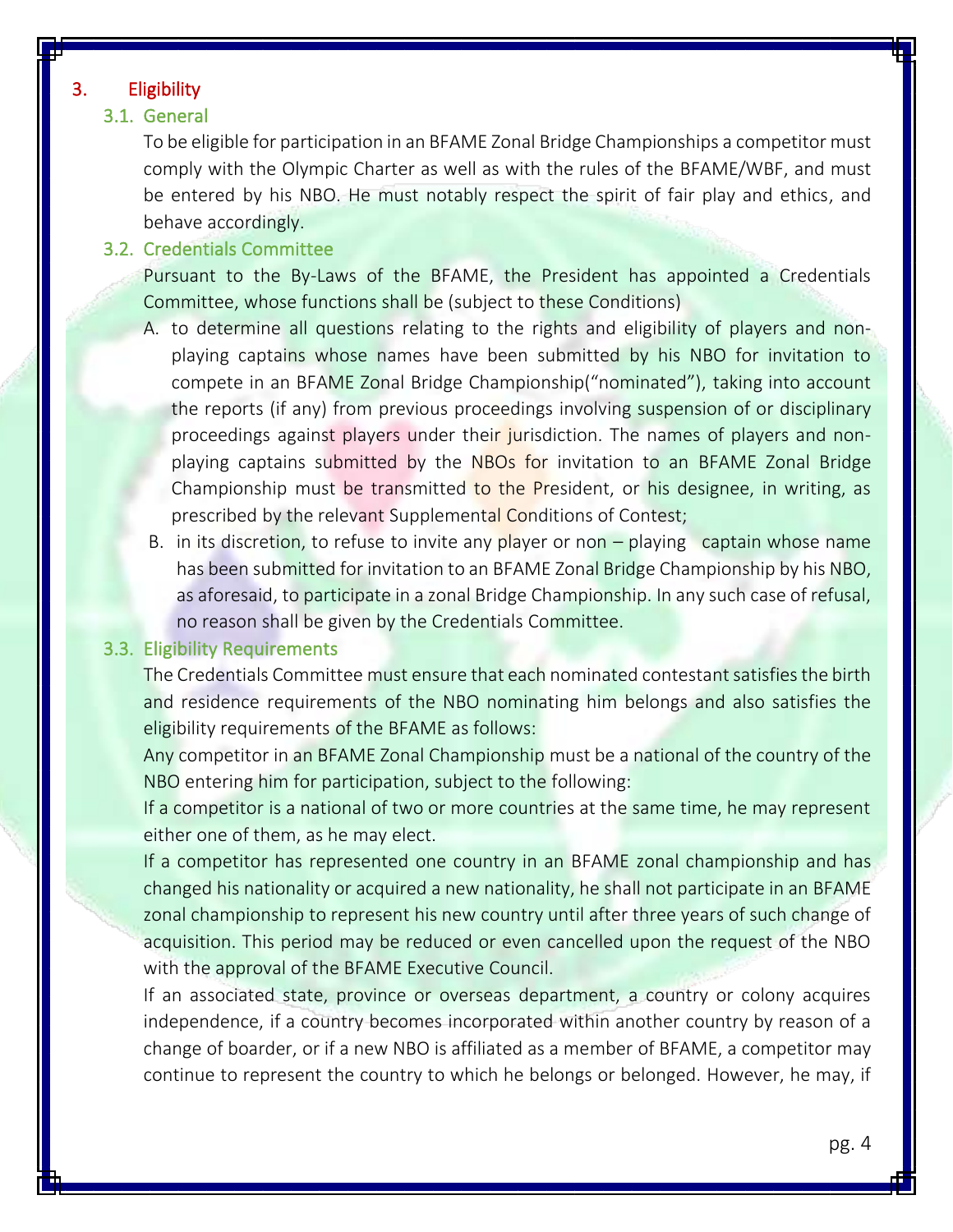## 3. Eligibility

### 3.1. General

To be eligible for participation in an BFAME Zonal Bridge Championships a competitor must comply with the Olympic Charter as well as with the rules of the BFAME/WBF, and must be entered by his NBO. He must notably respect the spirit of fair play and ethics, and behave accordingly.

### 3.2. Credentials Committee

Pursuant to the By-Laws of the BFAME, the President has appointed a Credentials Committee, whose functions shall be (subject to these Conditions)

A. to determine all questions relating to the rights and eligibility of players and non-playing captains whose names have been submitted by his NBO for invitation to compete in an BFAME Zonal Bridge Championship("nominated"), taking into account the reports (if any) from previous proceedings involving suspension of or disciplinary proceedings against players under their jurisdiction. The names of players and non-playing captains submitted by the NBOs for invitation to an BFAME Zonal Bridge Championship must be transmitted to the President, or his designee, in writing, as prescribed by the relevant Supplemental Conditions of Contest;

B. in its discretion, to refuse to invite any player or non – playing captain whose name has been submitted for invitation to an BFAME Zonal Bridge Championship by his NBO, as aforesaid, to participate in a zonal Bridge Championship. In any such case of refusal, no reason shall be given by the Credentials Committee.

### 3.3. Eligibility Requirements

The Credentials Committee must ensure that each nominated contestant satisfies the birth and residence requirements of the NBO nominating him belongs and also satisfies the eligibility requirements of the BFAME as follows:

Any competitor in an BFAME Zonal Championship must be a national of the country of the NBO entering him for participation, subject to the following:

If a competitor is a national of two or more countries at the same time, he may represent either one of them, as he may elect.

If a competitor has represented one country in an BFAME zonal championship and has changed his nationality or acquired a new nationality, he shall not participate in an BFAME zonal championship to represent his new country until after three years of such change of acquisition. This period may be reduced or even cancelled upon the request of the NBO with the approval of the BFAME Executive Council.

If an associated state, province or overseas department, a country or colony acquires independence, if a country becomes incorporated within another country by reason of a change of boarder, or if a new NBO is affiliated as a member of BFAME, a competitor may continue to represent the country to which he belongs or belonged. However, he may, if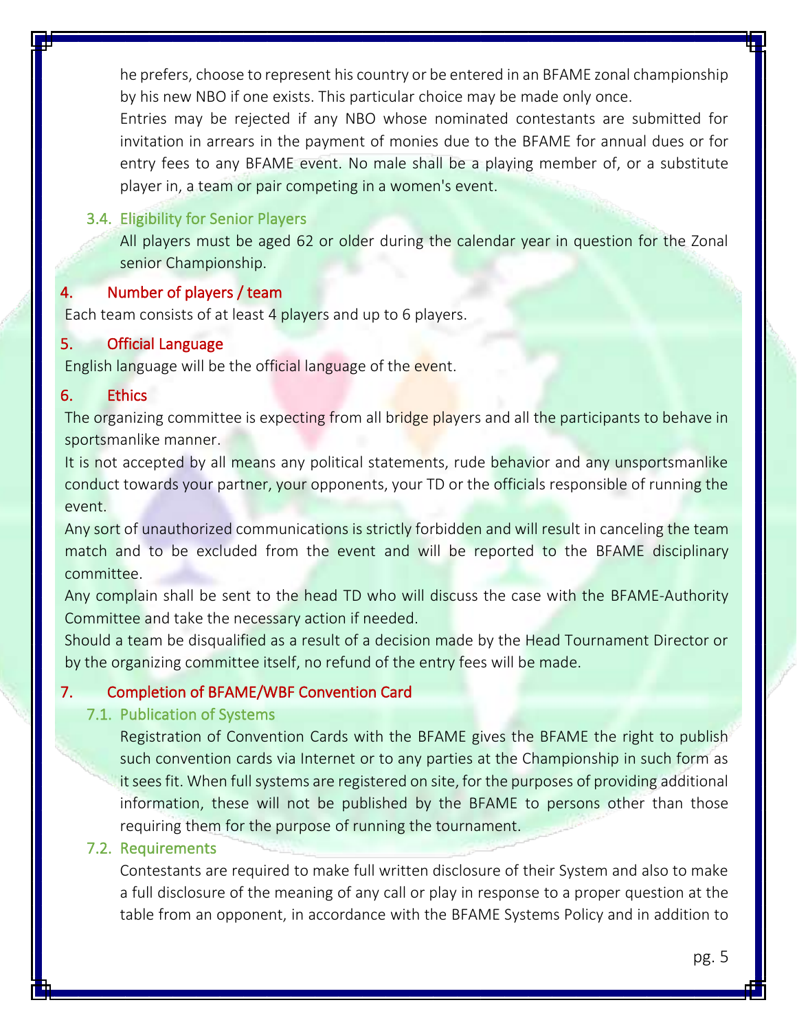he prefers, choose to represent his country or be entered in an BFAME zonal championship by his new NBO if one exists. This particular choice may be made only once.

Entries may be rejected if any NBO whose nominated contestants are submitted for invitation in arrears in the payment of monies due to the BFAME for annual dues or for entry fees to any BFAME event. No male shall be a playing member of, or a substitute player in, a team or pair competing in a women's event.

### 3.4. Eligibility for Senior Players

All players must be aged 62 or older during the calendar year in question for the Zonal senior Championship.

## 4. Number of players / team

Each team consists of at least 4 players and up to 6 players.

## 5. Official Language

English language will be the official language of the event.

## 6. Ethics

The organizing committee is expecting from all bridge players and all the participants to behave in sportsmanlike manner.

It is not accepted by all means any political statements, rude behavior and any unsportsmanlike conduct towards your partner, your opponents, your TD or the officials responsible of running the event.

Any sort of unauthorized communications is strictly forbidden and will result in canceling the team match and to be excluded from the event and will be reported to the BFAME disciplinary committee.

Any complain shall be sent to the head TD who will discuss the case with the BFAME-Authority Committee and take the necessary action if needed.

Should a team be disqualified as a result of a decision made by the Head Tournament Director or by the organizing committee itself, no refund of the entry fees will be made.

## 7. Completion of BFAME/WBF Convention Card

### 7.1. Publication of Systems

Registration of Convention Cards with the BFAME gives the BFAME the right to publish such convention cards via Internet or to any parties at the Championship in such form as it sees fit. When full systems are registered on site, for the purposes of providing additional information, these will not be published by the BFAME to persons other than those requiring them for the purpose of running the tournament.

### 7.2. Requirements

Contestants are required to make full written disclosure of their System and also to make a full disclosure of the meaning of any call or play in response to a proper question at the table from an opponent, in accordance with the BFAME Systems Policy and in addition to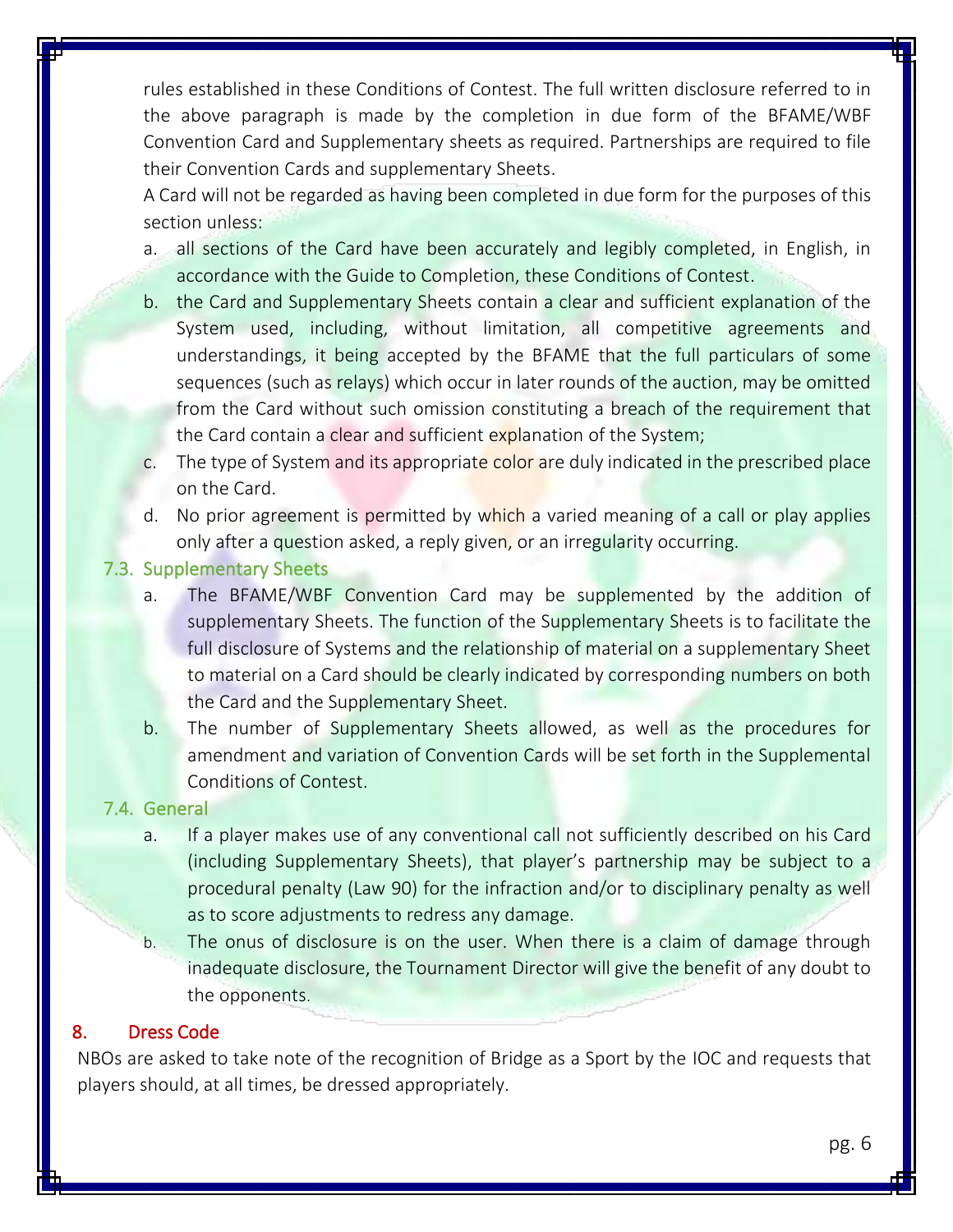rules established in these Conditions of Contest. The full written disclosure referred to in the above paragraph is made by the completion in due form of the BFAME/WBF Convention Card and Supplementary sheets as required. Partnerships are required to file their Convention Cards and supplementary Sheets.

A Card will not be regarded as having been completed in due form for the purposes of this section unless:

a. all sections of the Card have been accurately and legibly completed, in English, in accordance with the Guide to Completion, these Conditions of Contest.
b. the Card and Supplementary Sheets contain a clear and sufficient explanation of the System used, including, without limitation, all competitive agreements and understandings, it being accepted by the BFAME that the full particulars of some sequences (such as relays) which occur in later rounds of the auction, may be omitted from the Card without such omission constituting a breach of the requirement that the Card contain a clear and sufficient explanation of the System;
c. The type of System and its appropriate color are duly indicated in the prescribed place on the Card.
d. No prior agreement is permitted by which a varied meaning of a call or play applies only after a question asked, a reply given, or an irregularity occurring.

### 7.3. Supplementary Sheets

a. The BFAME/WBF Convention Card may be supplemented by the addition of supplementary Sheets. The function of the Supplementary Sheets is to facilitate the full disclosure of Systems and the relationship of material on a supplementary Sheet to material on a Card should be clearly indicated by corresponding numbers on both the Card and the Supplementary Sheet.
b. The number of Supplementary Sheets allowed, as well as the procedures for amendment and variation of Convention Cards will be set forth in the Supplemental Conditions of Contest.

### 7.4. General

a. If a player makes use of any conventional call not sufficiently described on his Card (including Supplementary Sheets), that player's partnership may be subject to a procedural penalty (Law 90) for the infraction and/or to disciplinary penalty as well as to score adjustments to redress any damage.
b. The onus of disclosure is on the user. When there is a claim of damage through inadequate disclosure, the Tournament Director will give the benefit of any doubt to the opponents.

## 8. Dress Code

NBOs are asked to take note of the recognition of Bridge as a Sport by the IOC and requests that players should, at all times, be dressed appropriately.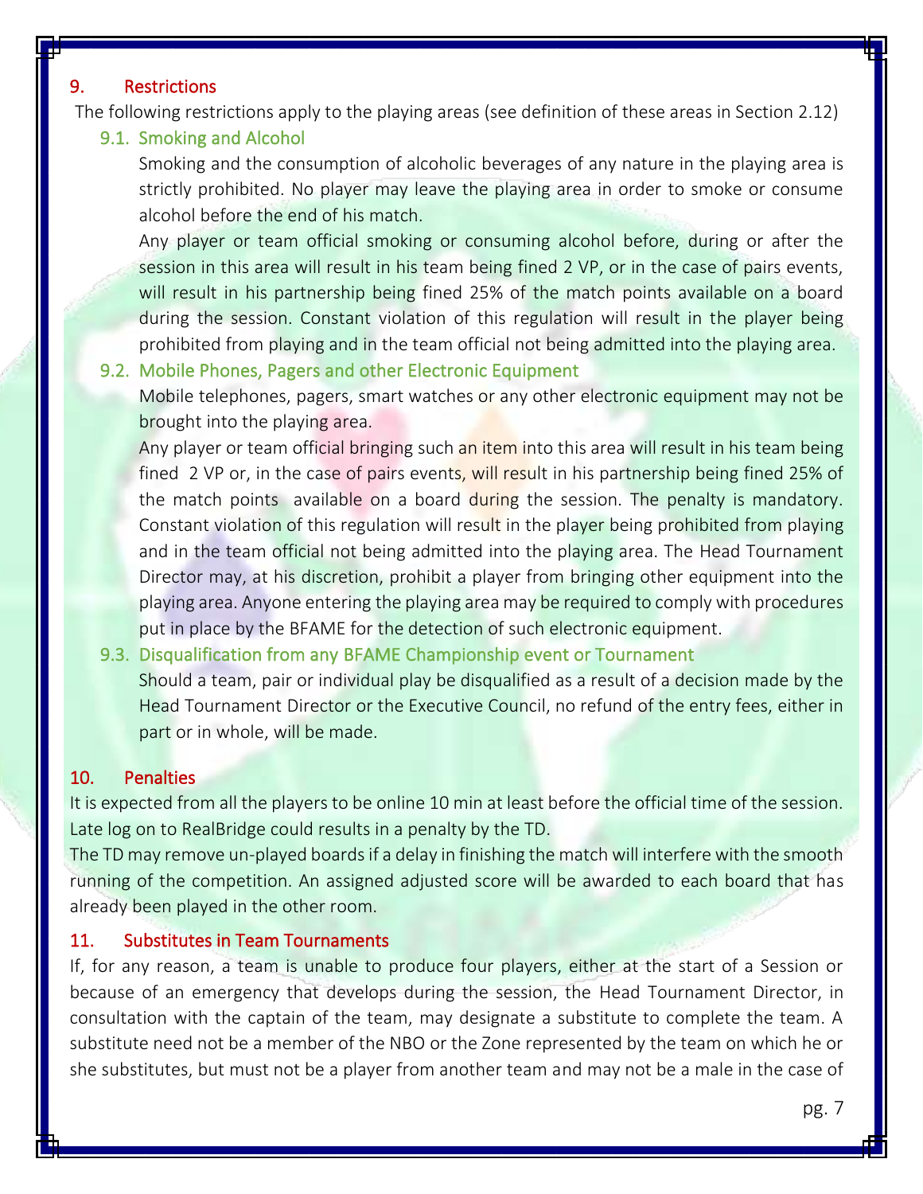## 9. Restrictions

The following restrictions apply to the playing areas (see definition of these areas in Section 2.12)

### 9.1. Smoking and Alcohol

Smoking and the consumption of alcoholic beverages of any nature in the playing area is strictly prohibited. No player may leave the playing area in order to smoke or consume alcohol before the end of his match.

Any player or team official smoking or consuming alcohol before, during or after the session in this area will result in his team being fined 2 VP, or in the case of pairs events, will result in his partnership being fined 25% of the match points available on a board during the session. Constant violation of this regulation will result in the player being prohibited from playing and in the team official not being admitted into the playing area.

### 9.2. Mobile Phones, Pagers and other Electronic Equipment

Mobile telephones, pagers, smart watches or any other electronic equipment may not be brought into the playing area.

Any player or team official bringing such an item into this area will result in his team being fined 2 VP or, in the case of pairs events, will result in his partnership being fined 25% of the match points available on a board during the session. The penalty is mandatory. Constant violation of this regulation will result in the player being prohibited from playing and in the team official not being admitted into the playing area. The Head Tournament Director may, at his discretion, prohibit a player from bringing other equipment into the playing area. Anyone entering the playing area may be required to comply with procedures put in place by the BFAME for the detection of such electronic equipment.

### 9.3. Disqualification from any BFAME Championship event or Tournament

Should a team, pair or individual play be disqualified as a result of a decision made by the Head Tournament Director or the Executive Council, no refund of the entry fees, either in part or in whole, will be made.

## 10. Penalties

It is expected from all the players to be online 10 min at least before the official time of the session. Late log on to RealBridge could results in a penalty by the TD.

The TD may remove un-played boards if a delay in finishing the match will interfere with the smooth running of the competition. An assigned adjusted score will be awarded to each board that has already been played in the other room.

## 11. Substitutes in Team Tournaments

If, for any reason, a team is unable to produce four players, either at the start of a Session or because of an emergency that develops during the session, the Head Tournament Director, in consultation with the captain of the team, may designate a substitute to complete the team. A substitute need not be a member of the NBO or the Zone represented by the team on which he or she substitutes, but must not be a player from another team and may not be a male in the case of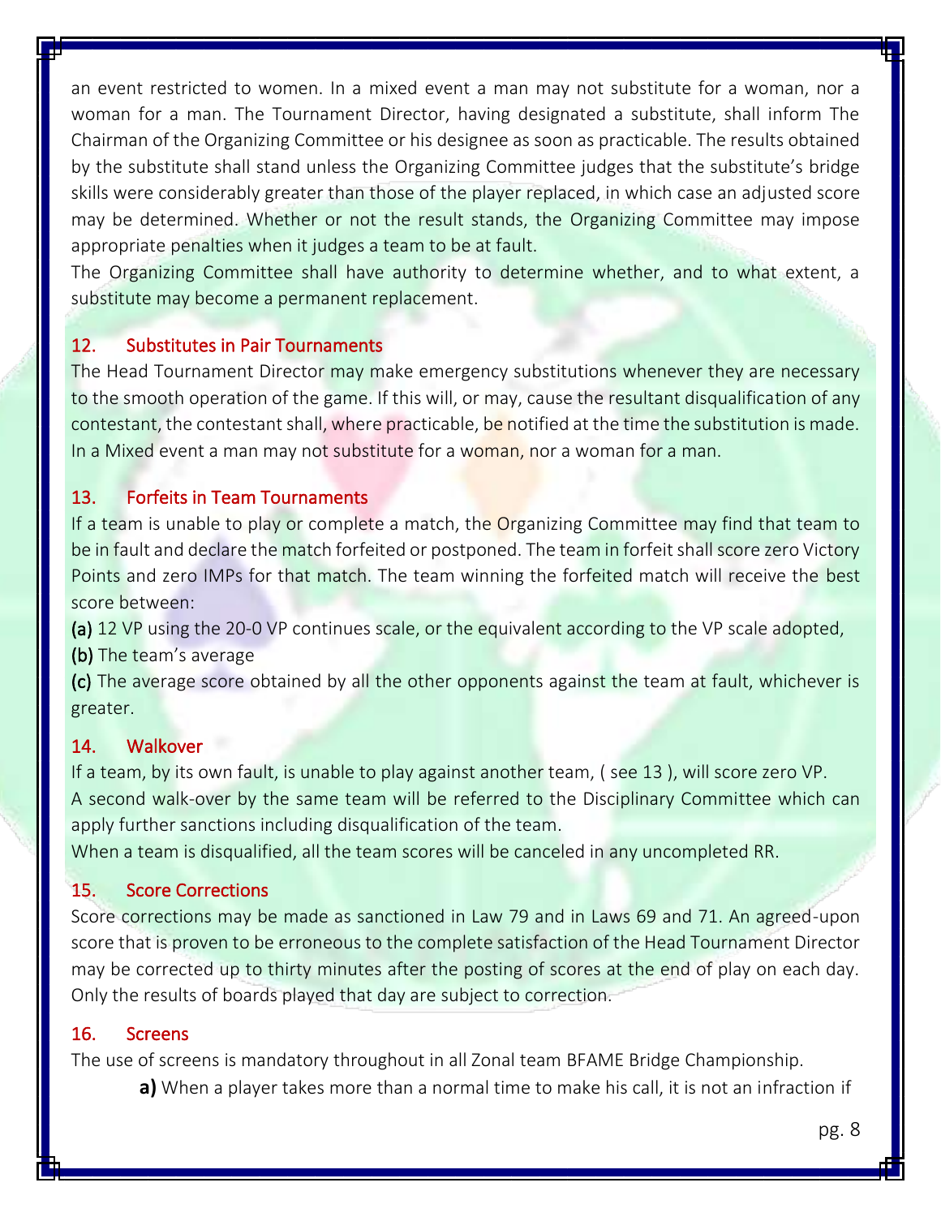an event restricted to women. In a mixed event a man may not substitute for a woman, nor a woman for a man. The Tournament Director, having designated a substitute, shall inform The Chairman of the Organizing Committee or his designee as soon as practicable. The results obtained by the substitute shall stand unless the Organizing Committee judges that the substitute's bridge skills were considerably greater than those of the player replaced, in which case an adjusted score may be determined. Whether or not the result stands, the Organizing Committee may impose appropriate penalties when it judges a team to be at fault.

The Organizing Committee shall have authority to determine whether, and to what extent, a substitute may become a permanent replacement.

## 12. Substitutes in Pair Tournaments

The Head Tournament Director may make emergency substitutions whenever they are necessary to the smooth operation of the game. If this will, or may, cause the resultant disqualification of any contestant, the contestant shall, where practicable, be notified at the time the substitution is made. In a Mixed event a man may not substitute for a woman, nor a woman for a man.

## 13. Forfeits in Team Tournaments

If a team is unable to play or complete a match, the Organizing Committee may find that team to be in fault and declare the match forfeited or postponed. The team in forfeit shall score zero Victory Points and zero IMPs for that match. The team winning the forfeited match will receive the best score between:

**(a)** 12 VP using the 20-0 VP continues scale, or the equivalent according to the VP scale adopted,

**(b)** The team's average

**(c)** The average score obtained by all the other opponents against the team at fault, whichever is greater.

## 14. Walkover

If a team, by its own fault, is unable to play against another team, ( see 13 ), will score zero VP.

A second walk-over by the same team will be referred to the Disciplinary Committee which can apply further sanctions including disqualification of the team.

When a team is disqualified, all the team scores will be canceled in any uncompleted RR.

## 15. Score Corrections

Score corrections may be made as sanctioned in Law 79 and in Laws 69 and 71. An agreed-upon score that is proven to be erroneous to the complete satisfaction of the Head Tournament Director may be corrected up to thirty minutes after the posting of scores at the end of play on each day. Only the results of boards played that day are subject to correction.

## 16. Screens

The use of screens is mandatory throughout in all Zonal team BFAME Bridge Championship.

**a)** When a player takes more than a normal time to make his call, it is not an infraction if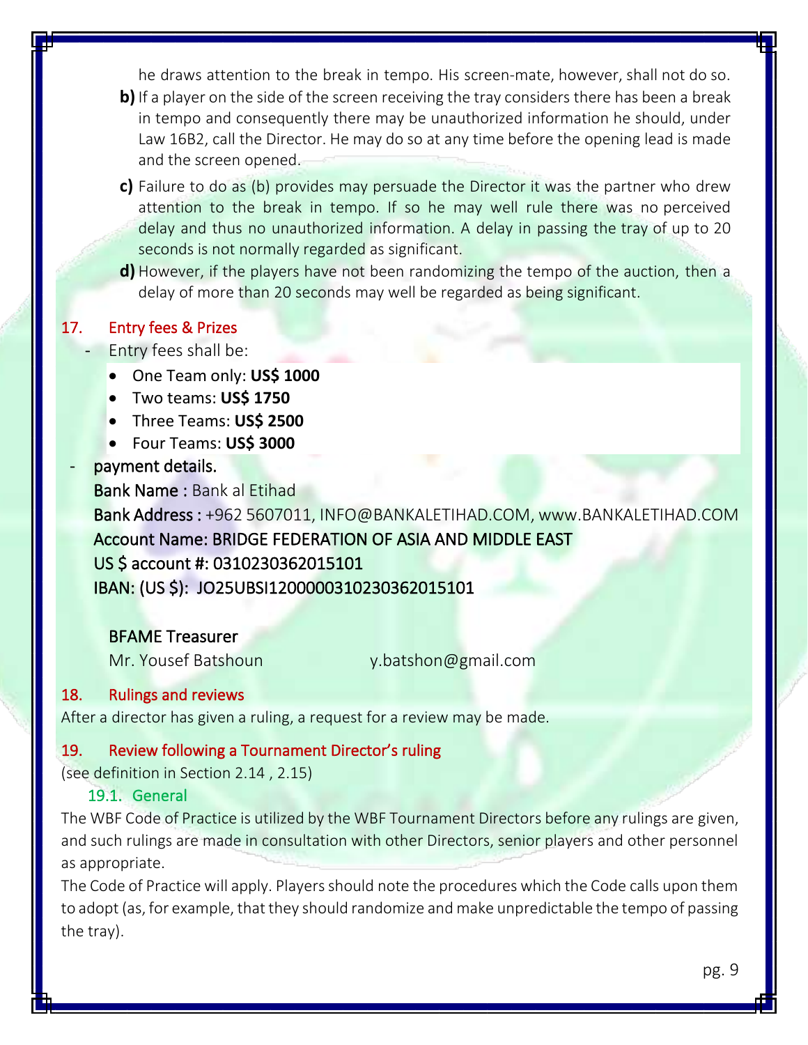he draws attention to the break in tempo. His screen-mate, however, shall not do so.

**b)** If a player on the side of the screen receiving the tray considers there has been a break in tempo and consequently there may be unauthorized information he should, under Law 16B2, call the Director. He may do so at any time before the opening lead is made and the screen opened.

**c)** Failure to do as (b) provides may persuade the Director it was the partner who drew attention to the break in tempo. If so he may well rule there was no perceived delay and thus no unauthorized information. A delay in passing the tray of up to 20 seconds is not normally regarded as significant.

**d)** However, if the players have not been randomizing the tempo of the auction, then a delay of more than 20 seconds may well be regarded as being significant.

## 17. Entry fees & Prizes

- Entry fees shall be:
  - One Team only: **US$ 1000**
  - Two teams: **US$ 1750**
  - Three Teams: **US$ 2500**
  - Four Teams: **US$ 3000**
- payment details.

  Bank Name : Bank al Etihad

  Bank Address : +962 5607011, INFO@BANKALETIHAD.COM, www.BANKALETIHAD.COM

  Account Name: BRIDGE FEDERATION OF ASIA AND MIDDLE EAST

  US $ account #: 0310230362015101

  IBAN: (US $): JO25UBSI1200000310230362015101

BFAME Treasurer

Mr. Yousef Batshoun y.batshon@gmail.com

## 18. Rulings and reviews

After a director has given a ruling, a request for a review may be made.

## 19. Review following a Tournament Director's ruling

(see definition in Section 2.14 , 2.15)

### 19.1. General

The WBF Code of Practice is utilized by the WBF Tournament Directors before any rulings are given, and such rulings are made in consultation with other Directors, senior players and other personnel as appropriate.

The Code of Practice will apply. Players should note the procedures which the Code calls upon them to adopt (as, for example, that they should randomize and make unpredictable the tempo of passing the tray).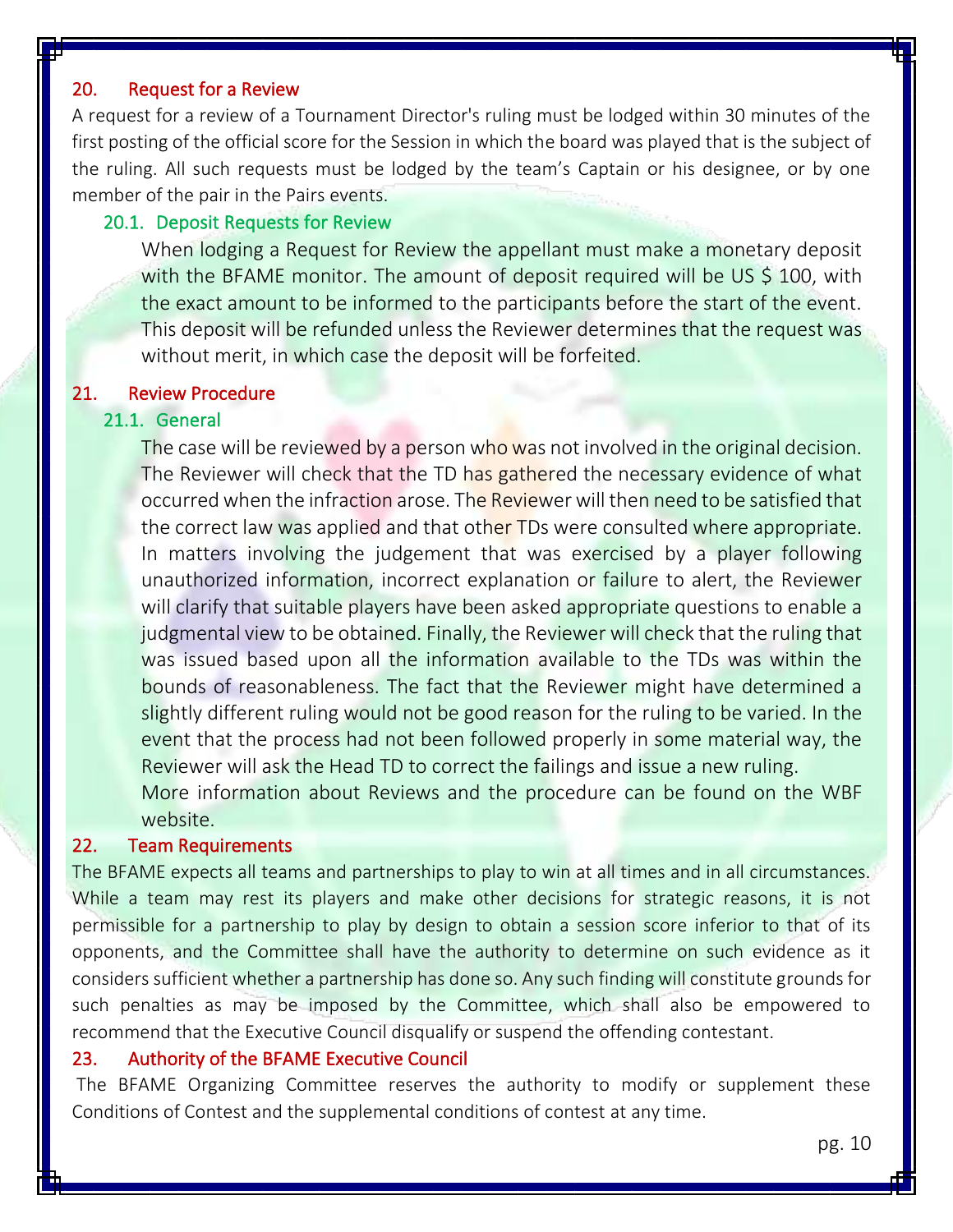## 20. Request for a Review

A request for a review of a Tournament Director's ruling must be lodged within 30 minutes of the first posting of the official score for the Session in which the board was played that is the subject of the ruling. All such requests must be lodged by the team's Captain or his designee, or by one member of the pair in the Pairs events.

### 20.1. Deposit Requests for Review

When lodging a Request for Review the appellant must make a monetary deposit with the BFAME monitor. The amount of deposit required will be US $ 100, with the exact amount to be informed to the participants before the start of the event. This deposit will be refunded unless the Reviewer determines that the request was without merit, in which case the deposit will be forfeited.

## 21. Review Procedure

### 21.1. General

The case will be reviewed by a person who was not involved in the original decision. The Reviewer will check that the TD has gathered the necessary evidence of what occurred when the infraction arose. The Reviewer will then need to be satisfied that the correct law was applied and that other TDs were consulted where appropriate. In matters involving the judgement that was exercised by a player following unauthorized information, incorrect explanation or failure to alert, the Reviewer will clarify that suitable players have been asked appropriate questions to enable a judgmental view to be obtained. Finally, the Reviewer will check that the ruling that was issued based upon all the information available to the TDs was within the bounds of reasonableness. The fact that the Reviewer might have determined a slightly different ruling would not be good reason for the ruling to be varied. In the event that the process had not been followed properly in some material way, the Reviewer will ask the Head TD to correct the failings and issue a new ruling.

More information about Reviews and the procedure can be found on the WBF website.

## 22. Team Requirements

The BFAME expects all teams and partnerships to play to win at all times and in all circumstances. While a team may rest its players and make other decisions for strategic reasons, it is not permissible for a partnership to play by design to obtain a session score inferior to that of its opponents, and the Committee shall have the authority to determine on such evidence as it considers sufficient whether a partnership has done so. Any such finding will constitute grounds for such penalties as may be imposed by the Committee, which shall also be empowered to recommend that the Executive Council disqualify or suspend the offending contestant.

## 23. Authority of the BFAME Executive Council

The BFAME Organizing Committee reserves the authority to modify or supplement these Conditions of Contest and the supplemental conditions of contest at any time.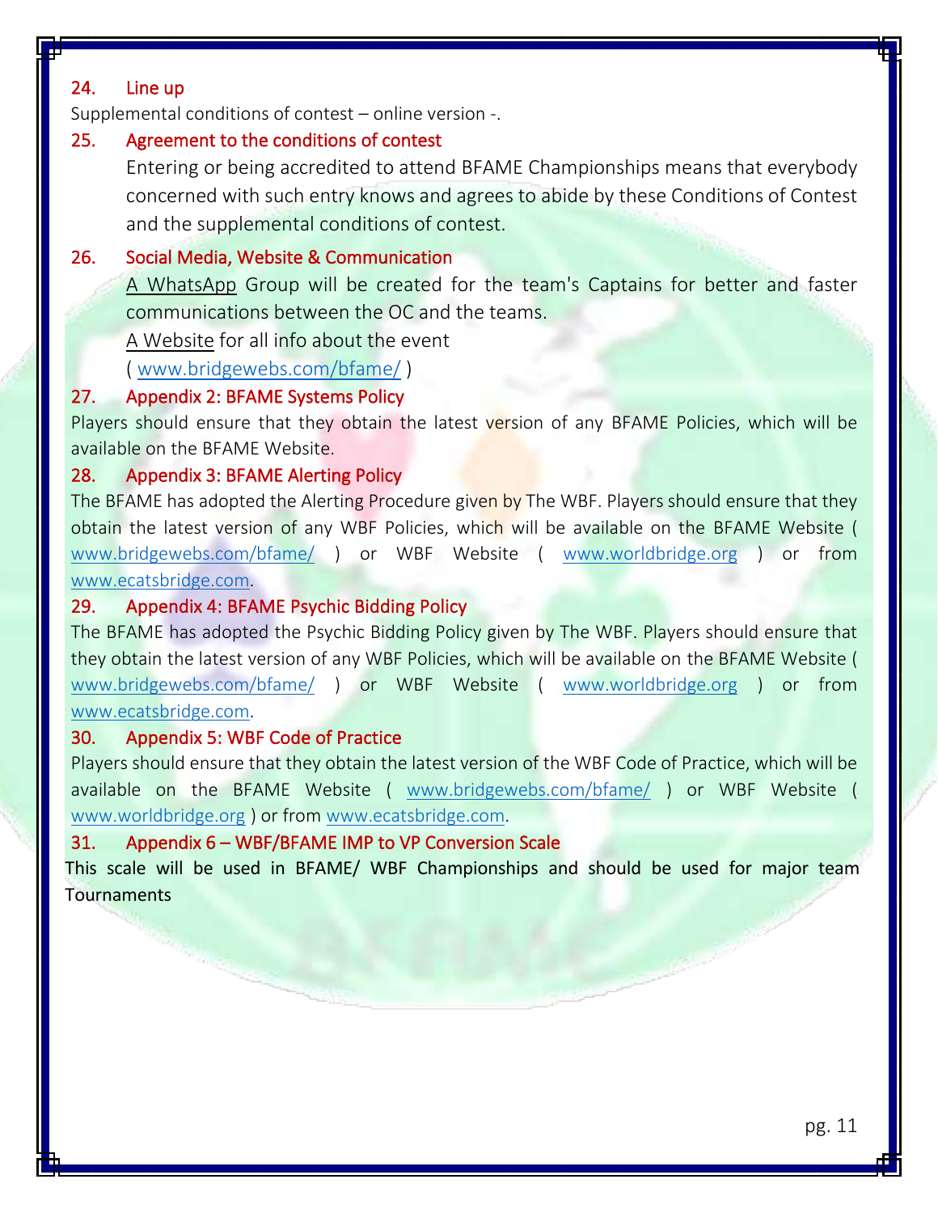### 24. Line up

Supplemental conditions of contest – online version -.

### 25. Agreement to the conditions of contest

Entering or being accredited to attend BFAME Championships means that everybody concerned with such entry knows and agrees to abide by these Conditions of Contest and the supplemental conditions of contest.

### 26. Social Media, Website & Communication

A WhatsApp Group will be created for the team's Captains for better and faster communications between the OC and the teams.

A Website for all info about the event ( www.bridgewebs.com/bfame/ )

### 27. Appendix 2: BFAME Systems Policy

Players should ensure that they obtain the latest version of any BFAME Policies, which will be available on the BFAME Website.

### 28. Appendix 3: BFAME Alerting Policy

The BFAME has adopted the Alerting Procedure given by The WBF. Players should ensure that they obtain the latest version of any WBF Policies, which will be available on the BFAME Website ( www.bridgewebs.com/bfame/ ) or WBF Website ( www.worldbridge.org ) or from www.ecatsbridge.com.

### 29. Appendix 4: BFAME Psychic Bidding Policy

The BFAME has adopted the Psychic Bidding Policy given by The WBF. Players should ensure that they obtain the latest version of any WBF Policies, which will be available on the BFAME Website ( www.bridgewebs.com/bfame/ ) or WBF Website ( www.worldbridge.org ) or from www.ecatsbridge.com.

### 30. Appendix 5: WBF Code of Practice

Players should ensure that they obtain the latest version of the WBF Code of Practice, which will be available on the BFAME Website ( www.bridgewebs.com/bfame/ ) or WBF Website ( www.worldbridge.org ) or from www.ecatsbridge.com.

### 31. Appendix 6 – WBF/BFAME IMP to VP Conversion Scale

This scale will be used in BFAME/ WBF Championships and should be used for major team Tournaments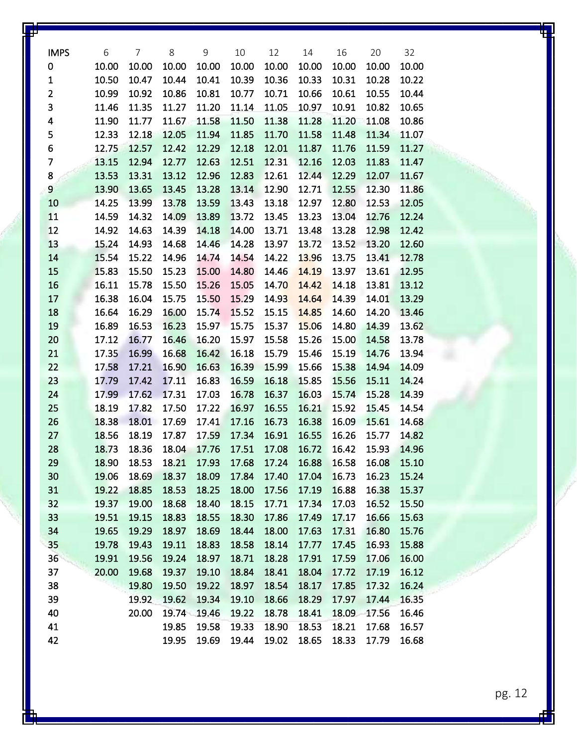| IMPS | 6 | 7 | 8 | 9 | 10 | 12 | 14 | 16 | 20 | 32 |
|---|---|---|---|---|---|---|---|---|---|---|
| 0 | 10.00 | 10.00 | 10.00 | 10.00 | 10.00 | 10.00 | 10.00 | 10.00 | 10.00 | 10.00 |
| 1 | 10.50 | 10.47 | 10.44 | 10.41 | 10.39 | 10.36 | 10.33 | 10.31 | 10.28 | 10.22 |
| 2 | 10.99 | 10.92 | 10.86 | 10.81 | 10.77 | 10.71 | 10.66 | 10.61 | 10.55 | 10.44 |
| 3 | 11.46 | 11.35 | 11.27 | 11.20 | 11.14 | 11.05 | 10.97 | 10.91 | 10.82 | 10.65 |
| 4 | 11.90 | 11.77 | 11.67 | 11.58 | 11.50 | 11.38 | 11.28 | 11.20 | 11.08 | 10.86 |
| 5 | 12.33 | 12.18 | 12.05 | 11.94 | 11.85 | 11.70 | 11.58 | 11.48 | 11.34 | 11.07 |
| 6 | 12.75 | 12.57 | 12.42 | 12.29 | 12.18 | 12.01 | 11.87 | 11.76 | 11.59 | 11.27 |
| 7 | 13.15 | 12.94 | 12.77 | 12.63 | 12.51 | 12.31 | 12.16 | 12.03 | 11.83 | 11.47 |
| 8 | 13.53 | 13.31 | 13.12 | 12.96 | 12.83 | 12.61 | 12.44 | 12.29 | 12.07 | 11.67 |
| 9 | 13.90 | 13.65 | 13.45 | 13.28 | 13.14 | 12.90 | 12.71 | 12.55 | 12.30 | 11.86 |
| 10 | 14.25 | 13.99 | 13.78 | 13.59 | 13.43 | 13.18 | 12.97 | 12.80 | 12.53 | 12.05 |
| 11 | 14.59 | 14.32 | 14.09 | 13.89 | 13.72 | 13.45 | 13.23 | 13.04 | 12.76 | 12.24 |
| 12 | 14.92 | 14.63 | 14.39 | 14.18 | 14.00 | 13.71 | 13.48 | 13.28 | 12.98 | 12.42 |
| 13 | 15.24 | 14.93 | 14.68 | 14.46 | 14.28 | 13.97 | 13.72 | 13.52 | 13.20 | 12.60 |
| 14 | 15.54 | 15.22 | 14.96 | 14.74 | 14.54 | 14.22 | 13.96 | 13.75 | 13.41 | 12.78 |
| 15 | 15.83 | 15.50 | 15.23 | 15.00 | 14.80 | 14.46 | 14.19 | 13.97 | 13.61 | 12.95 |
| 16 | 16.11 | 15.78 | 15.50 | 15.26 | 15.05 | 14.70 | 14.42 | 14.18 | 13.81 | 13.12 |
| 17 | 16.38 | 16.04 | 15.75 | 15.50 | 15.29 | 14.93 | 14.64 | 14.39 | 14.01 | 13.29 |
| 18 | 16.64 | 16.29 | 16.00 | 15.74 | 15.52 | 15.15 | 14.85 | 14.60 | 14.20 | 13.46 |
| 19 | 16.89 | 16.53 | 16.23 | 15.97 | 15.75 | 15.37 | 15.06 | 14.80 | 14.39 | 13.62 |
| 20 | 17.12 | 16.77 | 16.46 | 16.20 | 15.97 | 15.58 | 15.26 | 15.00 | 14.58 | 13.78 |
| 21 | 17.35 | 16.99 | 16.68 | 16.42 | 16.18 | 15.79 | 15.46 | 15.19 | 14.76 | 13.94 |
| 22 | 17.58 | 17.21 | 16.90 | 16.63 | 16.39 | 15.99 | 15.66 | 15.38 | 14.94 | 14.09 |
| 23 | 17.79 | 17.42 | 17.11 | 16.83 | 16.59 | 16.18 | 15.85 | 15.56 | 15.11 | 14.24 |
| 24 | 17.99 | 17.62 | 17.31 | 17.03 | 16.78 | 16.37 | 16.03 | 15.74 | 15.28 | 14.39 |
| 25 | 18.19 | 17.82 | 17.50 | 17.22 | 16.97 | 16.55 | 16.21 | 15.92 | 15.45 | 14.54 |
| 26 | 18.38 | 18.01 | 17.69 | 17.41 | 17.16 | 16.73 | 16.38 | 16.09 | 15.61 | 14.68 |
| 27 | 18.56 | 18.19 | 17.87 | 17.59 | 17.34 | 16.91 | 16.55 | 16.26 | 15.77 | 14.82 |
| 28 | 18.73 | 18.36 | 18.04 | 17.76 | 17.51 | 17.08 | 16.72 | 16.42 | 15.93 | 14.96 |
| 29 | 18.90 | 18.53 | 18.21 | 17.93 | 17.68 | 17.24 | 16.88 | 16.58 | 16.08 | 15.10 |
| 30 | 19.06 | 18.69 | 18.37 | 18.09 | 17.84 | 17.40 | 17.04 | 16.73 | 16.23 | 15.24 |
| 31 | 19.22 | 18.85 | 18.53 | 18.25 | 18.00 | 17.56 | 17.19 | 16.88 | 16.38 | 15.37 |
| 32 | 19.37 | 19.00 | 18.68 | 18.40 | 18.15 | 17.71 | 17.34 | 17.03 | 16.52 | 15.50 |
| 33 | 19.51 | 19.15 | 18.83 | 18.55 | 18.30 | 17.86 | 17.49 | 17.17 | 16.66 | 15.63 |
| 34 | 19.65 | 19.29 | 18.97 | 18.69 | 18.44 | 18.00 | 17.63 | 17.31 | 16.80 | 15.76 |
| 35 | 19.78 | 19.43 | 19.11 | 18.83 | 18.58 | 18.14 | 17.77 | 17.45 | 16.93 | 15.88 |
| 36 | 19.91 | 19.56 | 19.24 | 18.97 | 18.71 | 18.28 | 17.91 | 17.59 | 17.06 | 16.00 |
| 37 | 20.00 | 19.68 | 19.37 | 19.10 | 18.84 | 18.41 | 18.04 | 17.72 | 17.19 | 16.12 |
| 38 | | 19.80 | 19.50 | 19.22 | 18.97 | 18.54 | 18.17 | 17.85 | 17.32 | 16.24 |
| 39 | | 19.92 | 19.62 | 19.34 | 19.10 | 18.66 | 18.29 | 17.97 | 17.44 | 16.35 |
| 40 | | 20.00 | 19.74 | 19.46 | 19.22 | 18.78 | 18.41 | 18.09 | 17.56 | 16.46 |
| 41 | | | 19.85 | 19.58 | 19.33 | 18.90 | 18.53 | 18.21 | 17.68 | 16.57 |
| 42 | | | 19.95 | 19.69 | 19.44 | 19.02 | 18.65 | 18.33 | 17.79 | 16.68 |